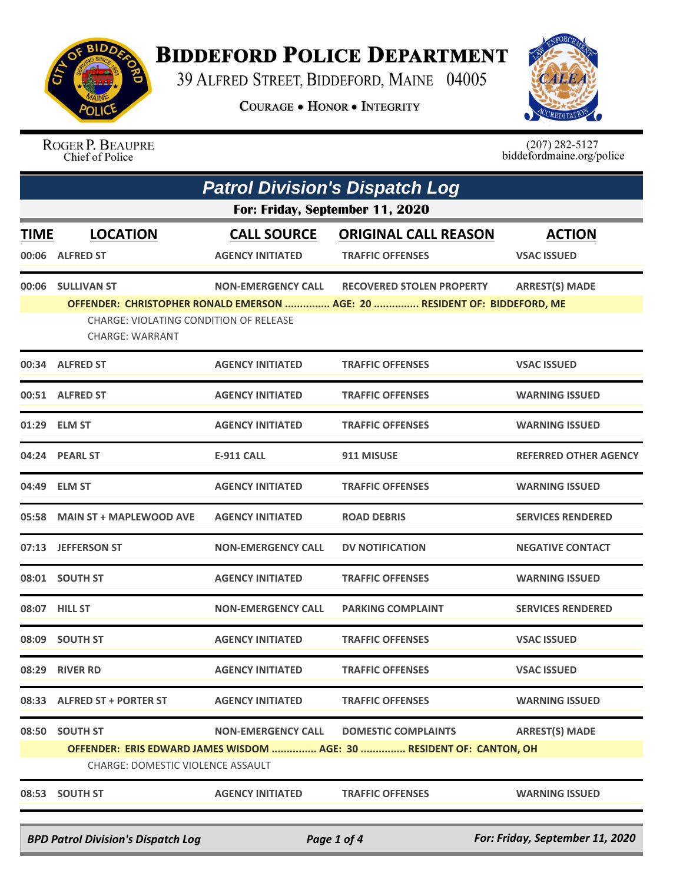# BIDDEFORD POLICE DEPARTMENT

39 ALFRED STREET, BIDDEFORD, MAINE 04005

COURAGE • HONOR • INTEGRITY

ROGER P. BEAUPRE
Chief of Police

(207) 282-5127
biddefordmaine.org/police

## *Patrol Division's Dispatch Log*

### For: Friday, September 11, 2020

| TIME | LOCATION | CALL SOURCE | ORIGINAL CALL REASON | ACTION |
|---|---|---|---|---|
| 00:06 | ALFRED ST | AGENCY INITIATED | TRAFFIC OFFENSES | VSAC ISSUED |
| 00:06 | SULLIVAN ST | NON-EMERGENCY CALL | RECOVERED STOLEN PROPERTY | ARREST(S) MADE |
| | OFFENDER: CHRISTOPHER RONALD EMERSON ............... AGE: 20 ............... RESIDENT OF: BIDDEFORD, ME<br>CHARGE: VIOLATING CONDITION OF RELEASE<br>CHARGE: WARRANT | | | |
| 00:34 | ALFRED ST | AGENCY INITIATED | TRAFFIC OFFENSES | VSAC ISSUED |
| 00:51 | ALFRED ST | AGENCY INITIATED | TRAFFIC OFFENSES | WARNING ISSUED |
| 01:29 | ELM ST | AGENCY INITIATED | TRAFFIC OFFENSES | WARNING ISSUED |
| 04:24 | PEARL ST | E-911 CALL | 911 MISUSE | REFERRED OTHER AGENCY |
| 04:49 | ELM ST | AGENCY INITIATED | TRAFFIC OFFENSES | WARNING ISSUED |
| 05:58 | MAIN ST + MAPLEWOOD AVE | AGENCY INITIATED | ROAD DEBRIS | SERVICES RENDERED |
| 07:13 | JEFFERSON ST | NON-EMERGENCY CALL | DV NOTIFICATION | NEGATIVE CONTACT |
| 08:01 | SOUTH ST | AGENCY INITIATED | TRAFFIC OFFENSES | WARNING ISSUED |
| 08:07 | HILL ST | NON-EMERGENCY CALL | PARKING COMPLAINT | SERVICES RENDERED |
| 08:09 | SOUTH ST | AGENCY INITIATED | TRAFFIC OFFENSES | VSAC ISSUED |
| 08:29 | RIVER RD | AGENCY INITIATED | TRAFFIC OFFENSES | VSAC ISSUED |
| 08:33 | ALFRED ST + PORTER ST | AGENCY INITIATED | TRAFFIC OFFENSES | WARNING ISSUED |
| 08:50 | SOUTH ST | NON-EMERGENCY CALL | DOMESTIC COMPLAINTS | ARREST(S) MADE |
| | OFFENDER: ERIS EDWARD JAMES WISDOM ............... AGE: 30 ............... RESIDENT OF: CANTON, OH<br>CHARGE: DOMESTIC VIOLENCE ASSAULT | | | |
| 08:53 | SOUTH ST | AGENCY INITIATED | TRAFFIC OFFENSES | WARNING ISSUED |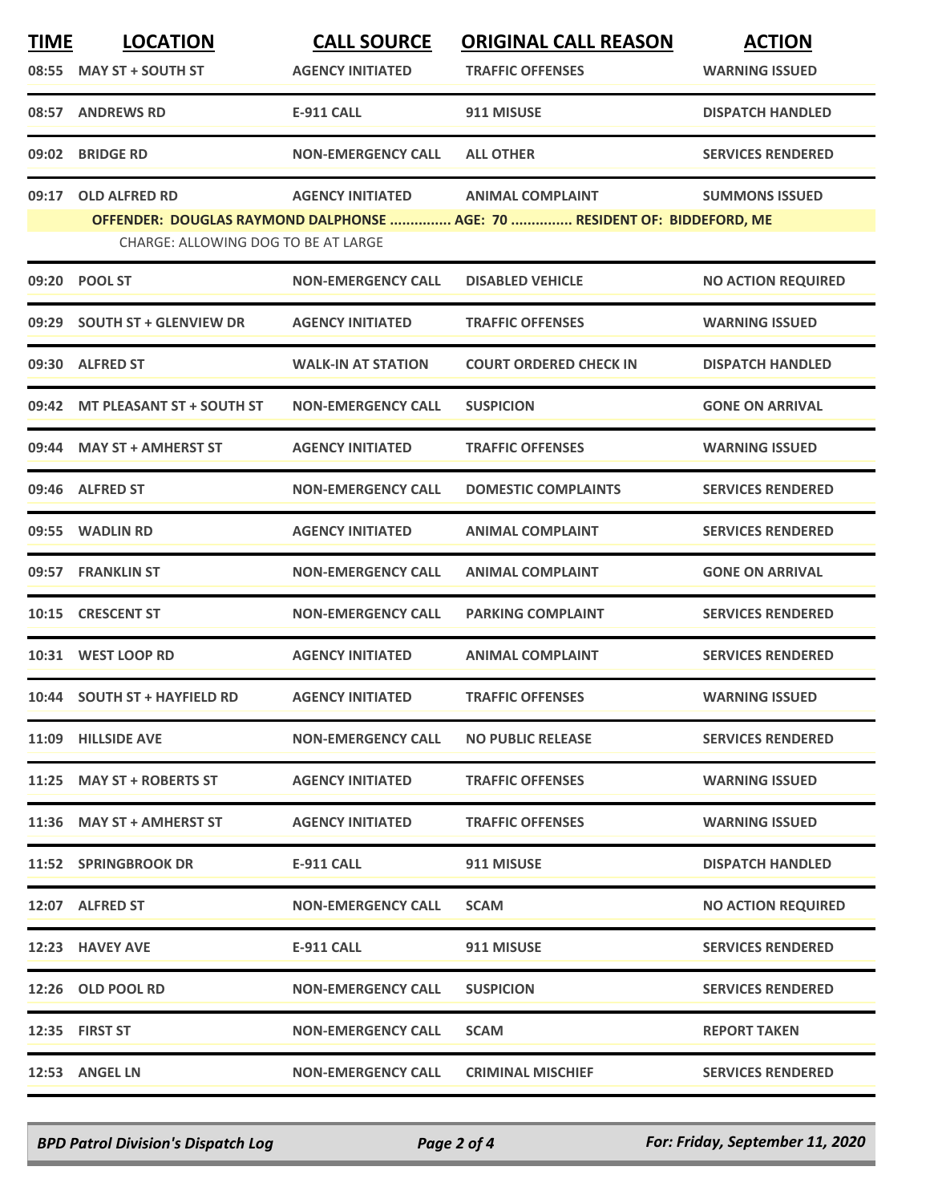| TIME | LOCATION | CALL SOURCE | ORIGINAL CALL REASON | ACTION |
|---|---|---|---|---|
| 08:55 | MAY ST + SOUTH ST | AGENCY INITIATED | TRAFFIC OFFENSES | WARNING ISSUED |
| 08:57 | ANDREWS RD | E-911 CALL | 911 MISUSE | DISPATCH HANDLED |
| 09:02 | BRIDGE RD | NON-EMERGENCY CALL | ALL OTHER | SERVICES RENDERED |
| 09:17 | OLD ALFRED RD | AGENCY INITIATED | ANIMAL COMPLAINT | SUMMONS ISSUED |
| | **OFFENDER: DOUGLAS RAYMOND DALPHONSE ............... AGE: 70 ............... RESIDENT OF: BIDDEFORD, ME** | | | |
| | CHARGE: ALLOWING DOG TO BE AT LARGE | | | |
| 09:20 | POOL ST | NON-EMERGENCY CALL | DISABLED VEHICLE | NO ACTION REQUIRED |
| 09:29 | SOUTH ST + GLENVIEW DR | AGENCY INITIATED | TRAFFIC OFFENSES | WARNING ISSUED |
| 09:30 | ALFRED ST | WALK-IN AT STATION | COURT ORDERED CHECK IN | DISPATCH HANDLED |
| 09:42 | MT PLEASANT ST + SOUTH ST | NON-EMERGENCY CALL | SUSPICION | GONE ON ARRIVAL |
| 09:44 | MAY ST + AMHERST ST | AGENCY INITIATED | TRAFFIC OFFENSES | WARNING ISSUED |
| 09:46 | ALFRED ST | NON-EMERGENCY CALL | DOMESTIC COMPLAINTS | SERVICES RENDERED |
| 09:55 | WADLIN RD | AGENCY INITIATED | ANIMAL COMPLAINT | SERVICES RENDERED |
| 09:57 | FRANKLIN ST | NON-EMERGENCY CALL | ANIMAL COMPLAINT | GONE ON ARRIVAL |
| 10:15 | CRESCENT ST | NON-EMERGENCY CALL | PARKING COMPLAINT | SERVICES RENDERED |
| 10:31 | WEST LOOP RD | AGENCY INITIATED | ANIMAL COMPLAINT | SERVICES RENDERED |
| 10:44 | SOUTH ST + HAYFIELD RD | AGENCY INITIATED | TRAFFIC OFFENSES | WARNING ISSUED |
| 11:09 | HILLSIDE AVE | NON-EMERGENCY CALL | NO PUBLIC RELEASE | SERVICES RENDERED |
| 11:25 | MAY ST + ROBERTS ST | AGENCY INITIATED | TRAFFIC OFFENSES | WARNING ISSUED |
| 11:36 | MAY ST + AMHERST ST | AGENCY INITIATED | TRAFFIC OFFENSES | WARNING ISSUED |
| 11:52 | SPRINGBROOK DR | E-911 CALL | 911 MISUSE | DISPATCH HANDLED |
| 12:07 | ALFRED ST | NON-EMERGENCY CALL | SCAM | NO ACTION REQUIRED |
| 12:23 | HAVEY AVE | E-911 CALL | 911 MISUSE | SERVICES RENDERED |
| 12:26 | OLD POOL RD | NON-EMERGENCY CALL | SUSPICION | SERVICES RENDERED |
| 12:35 | FIRST ST | NON-EMERGENCY CALL | SCAM | REPORT TAKEN |
| 12:53 | ANGEL LN | NON-EMERGENCY CALL | CRIMINAL MISCHIEF | SERVICES RENDERED |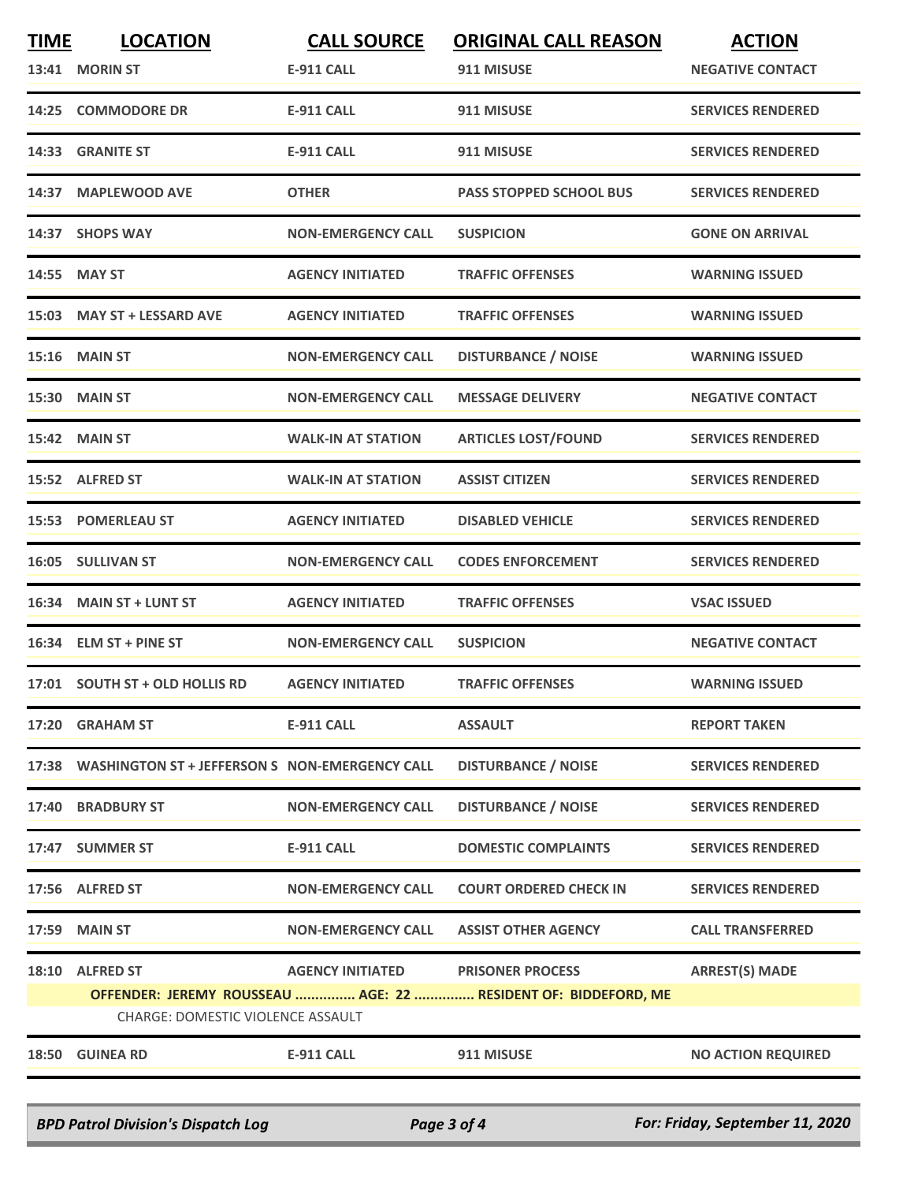| TIME | LOCATION | CALL SOURCE | ORIGINAL CALL REASON | ACTION |
|---|---|---|---|---|
| 13:41 | MORIN ST | E-911 CALL | 911 MISUSE | NEGATIVE CONTACT |
| 14:25 | COMMODORE DR | E-911 CALL | 911 MISUSE | SERVICES RENDERED |
| 14:33 | GRANITE ST | E-911 CALL | 911 MISUSE | SERVICES RENDERED |
| 14:37 | MAPLEWOOD AVE | OTHER | PASS STOPPED SCHOOL BUS | SERVICES RENDERED |
| 14:37 | SHOPS WAY | NON-EMERGENCY CALL | SUSPICION | GONE ON ARRIVAL |
| 14:55 | MAY ST | AGENCY INITIATED | TRAFFIC OFFENSES | WARNING ISSUED |
| 15:03 | MAY ST + LESSARD AVE | AGENCY INITIATED | TRAFFIC OFFENSES | WARNING ISSUED |
| 15:16 | MAIN ST | NON-EMERGENCY CALL | DISTURBANCE / NOISE | WARNING ISSUED |
| 15:30 | MAIN ST | NON-EMERGENCY CALL | MESSAGE DELIVERY | NEGATIVE CONTACT |
| 15:42 | MAIN ST | WALK-IN AT STATION | ARTICLES LOST/FOUND | SERVICES RENDERED |
| 15:52 | ALFRED ST | WALK-IN AT STATION | ASSIST CITIZEN | SERVICES RENDERED |
| 15:53 | POMERLEAU ST | AGENCY INITIATED | DISABLED VEHICLE | SERVICES RENDERED |
| 16:05 | SULLIVAN ST | NON-EMERGENCY CALL | CODES ENFORCEMENT | SERVICES RENDERED |
| 16:34 | MAIN ST + LUNT ST | AGENCY INITIATED | TRAFFIC OFFENSES | VSAC ISSUED |
| 16:34 | ELM ST + PINE ST | NON-EMERGENCY CALL | SUSPICION | NEGATIVE CONTACT |
| 17:01 | SOUTH ST + OLD HOLLIS RD | AGENCY INITIATED | TRAFFIC OFFENSES | WARNING ISSUED |
| 17:20 | GRAHAM ST | E-911 CALL | ASSAULT | REPORT TAKEN |
| 17:38 | WASHINGTON ST + JEFFERSON S | NON-EMERGENCY CALL | DISTURBANCE / NOISE | SERVICES RENDERED |
| 17:40 | BRADBURY ST | NON-EMERGENCY CALL | DISTURBANCE / NOISE | SERVICES RENDERED |
| 17:47 | SUMMER ST | E-911 CALL | DOMESTIC COMPLAINTS | SERVICES RENDERED |
| 17:56 | ALFRED ST | NON-EMERGENCY CALL | COURT ORDERED CHECK IN | SERVICES RENDERED |
| 17:59 | MAIN ST | NON-EMERGENCY CALL | ASSIST OTHER AGENCY | CALL TRANSFERRED |
| 18:10 | ALFRED ST | AGENCY INITIATED | PRISONER PROCESS | ARREST(S) MADE |
| | OFFENDER: JEREMY ROUSSEAU ............... AGE: 22 ............... RESIDENT OF: BIDDEFORD, ME | | | |
| | CHARGE: DOMESTIC VIOLENCE ASSAULT | | | |
| 18:50 | GUINEA RD | E-911 CALL | 911 MISUSE | NO ACTION REQUIRED |

*BPD Patrol Division's Dispatch Log* — *For: Friday, September 11, 2020*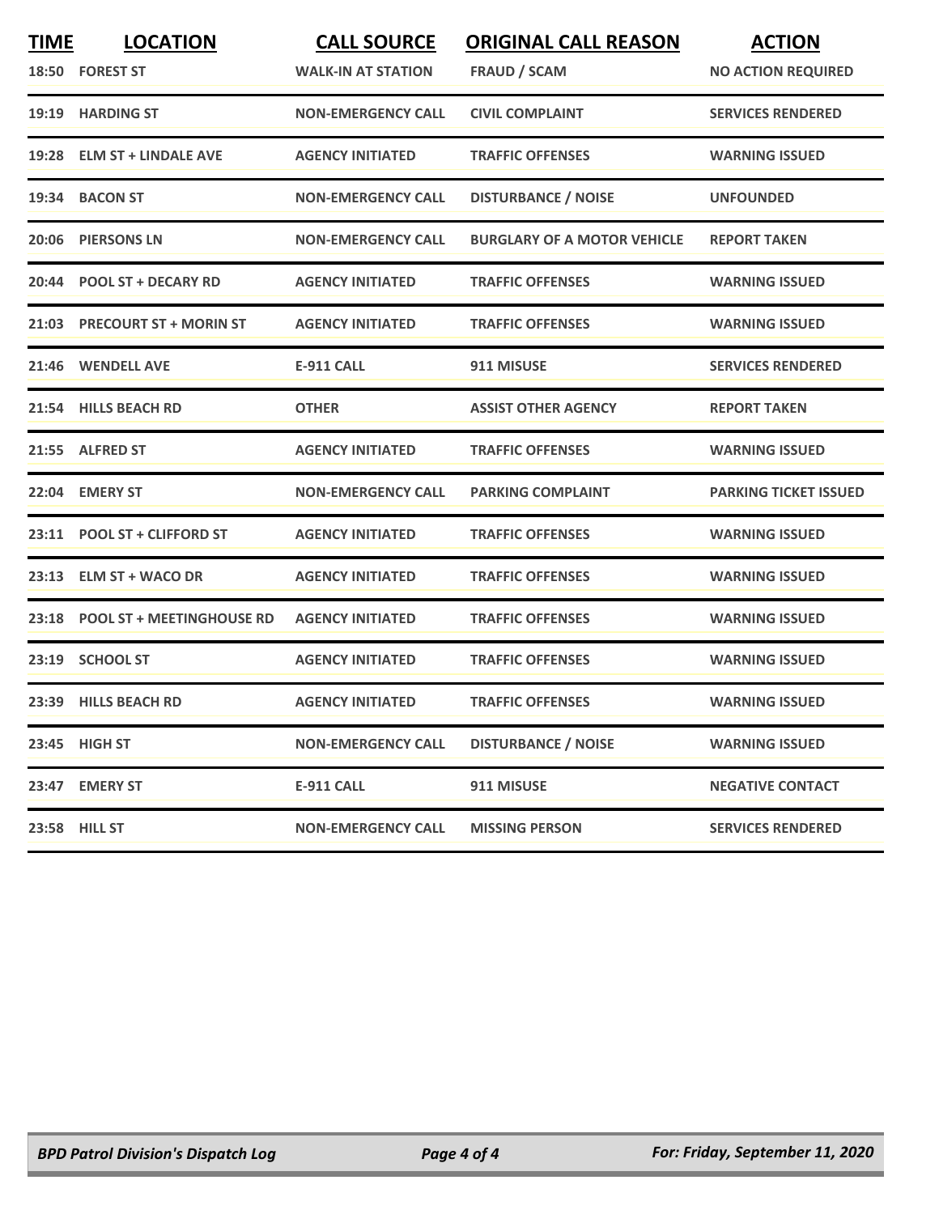| TIME | LOCATION | CALL SOURCE | ORIGINAL CALL REASON | ACTION |
| --- | --- | --- | --- | --- |
| 18:50 | FOREST ST | WALK-IN AT STATION | FRAUD / SCAM | NO ACTION REQUIRED |
| 19:19 | HARDING ST | NON-EMERGENCY CALL | CIVIL COMPLAINT | SERVICES RENDERED |
| 19:28 | ELM ST + LINDALE AVE | AGENCY INITIATED | TRAFFIC OFFENSES | WARNING ISSUED |
| 19:34 | BACON ST | NON-EMERGENCY CALL | DISTURBANCE / NOISE | UNFOUNDED |
| 20:06 | PIERSONS LN | NON-EMERGENCY CALL | BURGLARY OF A MOTOR VEHICLE | REPORT TAKEN |
| 20:44 | POOL ST + DECARY RD | AGENCY INITIATED | TRAFFIC OFFENSES | WARNING ISSUED |
| 21:03 | PRECOURT ST + MORIN ST | AGENCY INITIATED | TRAFFIC OFFENSES | WARNING ISSUED |
| 21:46 | WENDELL AVE | E-911 CALL | 911 MISUSE | SERVICES RENDERED |
| 21:54 | HILLS BEACH RD | OTHER | ASSIST OTHER AGENCY | REPORT TAKEN |
| 21:55 | ALFRED ST | AGENCY INITIATED | TRAFFIC OFFENSES | WARNING ISSUED |
| 22:04 | EMERY ST | NON-EMERGENCY CALL | PARKING COMPLAINT | PARKING TICKET ISSUED |
| 23:11 | POOL ST + CLIFFORD ST | AGENCY INITIATED | TRAFFIC OFFENSES | WARNING ISSUED |
| 23:13 | ELM ST + WACO DR | AGENCY INITIATED | TRAFFIC OFFENSES | WARNING ISSUED |
| 23:18 | POOL ST + MEETINGHOUSE RD | AGENCY INITIATED | TRAFFIC OFFENSES | WARNING ISSUED |
| 23:19 | SCHOOL ST | AGENCY INITIATED | TRAFFIC OFFENSES | WARNING ISSUED |
| 23:39 | HILLS BEACH RD | AGENCY INITIATED | TRAFFIC OFFENSES | WARNING ISSUED |
| 23:45 | HIGH ST | NON-EMERGENCY CALL | DISTURBANCE / NOISE | WARNING ISSUED |
| 23:47 | EMERY ST | E-911 CALL | 911 MISUSE | NEGATIVE CONTACT |
| 23:58 | HILL ST | NON-EMERGENCY CALL | MISSING PERSON | SERVICES RENDERED |